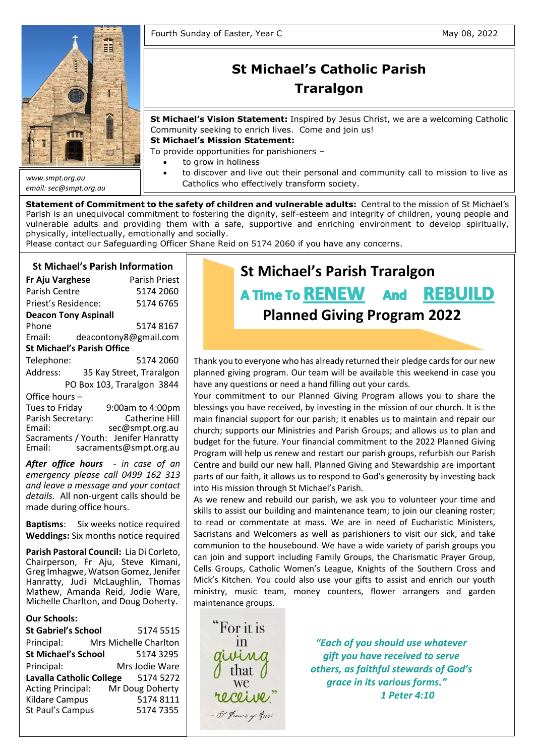Fourth Sunday of Easter, Year C — May 08, 2022

# St Michael's Catholic Parish Traralgon

www.smpt.org.au
email: sec@smpt.org.au

**St Michael's Vision Statement:** Inspired by Jesus Christ, we are a welcoming Catholic Community seeking to enrich lives. Come and join us!

**St Michael's Mission Statement:**
To provide opportunities for parishioners –

- to grow in holiness
- to discover and live out their personal and community call to mission to live as Catholics who effectively transform society.

**Statement of Commitment to the safety of children and vulnerable adults:** Central to the mission of St Michael's Parish is an unequivocal commitment to fostering the dignity, self-esteem and integrity of children, young people and vulnerable adults and providing them with a safe, supportive and enriching environment to develop spiritually, physically, intellectually, emotionally and socially.
Please contact our Safeguarding Officer Shane Reid on 5174 2060 if you have any concerns.

## St Michael's Parish Information

**Fr Aju Varghese** — Parish Priest
Parish Centre — 5174 2060
Priest's Residence: — 5174 6765

**Deacon Tony Aspinall**
Phone — 5174 8167
Email: deacontony8@gmail.com

**St Michael's Parish Office**
Telephone: 5174 2060
Address: 35 Kay Street, Traralgon
PO Box 103, Traralgon 3844

Office hours –
Tues to Friday 9:00am to 4:00pm
Parish Secretary: Catherine Hill
Email: sec@smpt.org.au
Sacraments / Youth: Jenifer Hanratty
Email: sacraments@smpt.org.au

***After office hours*** *- in case of an emergency please call 0499 162 313 and leave a message and your contact details.* All non-urgent calls should be made during office hours.

**Baptisms**: Six weeks notice required
**Weddings:** Six months notice required

**Parish Pastoral Council:** Lia Di Corleto, Chairperson, Fr Aju, Steve Kimani, Greg Imhagwe, Watson Gomez, Jenifer Hanratty, Judi McLaughlin, Thomas Mathew, Amanda Reid, Jodie Ware, Michelle Charlton, and Doug Doherty.

**Our Schools:**

**St Gabriel's School** — 5174 5515
Principal: Mrs Michelle Charlton
**St Michael's School** — 5174 3295
Principal: Mrs Jodie Ware
**Lavalla Catholic College** — 5174 5272
Acting Principal: Mr Doug Doherty
Kildare Campus — 5174 8111
St Paul's Campus — 5174 7355

## St Michael's Parish Traralgon

### A Time To RENEW And REBUILD

### Planned Giving Program 2022

Thank you to everyone who has already returned their pledge cards for our new planned giving program. Our team will be available this weekend in case you have any questions or need a hand filling out your cards.

Your commitment to our Planned Giving Program allows you to share the blessings you have received, by investing in the mission of our church. It is the main financial support for our parish; it enables us to maintain and repair our church; supports our Ministries and Parish Groups; and allows us to plan and budget for the future. Your financial commitment to the 2022 Planned Giving Program will help us renew and restart our parish groups, refurbish our Parish Centre and build our new hall. Planned Giving and Stewardship are important parts of our faith, it allows us to respond to God's generosity by investing back into His mission through St Michael's Parish.

As we renew and rebuild our parish, we ask you to volunteer your time and skills to assist our building and maintenance team; to join our cleaning roster; to read or commentate at mass. We are in need of Eucharistic Ministers, Sacristans and Welcomers as well as parishioners to visit our sick, and take communion to the housebound. We have a wide variety of parish groups you can join and support including Family Groups, the Charismatic Prayer Group, Cells Groups, Catholic Women's League, Knights of the Southern Cross and Mick's Kitchen. You could also use your gifts to assist and enrich our youth ministry, music team, money counters, flower arrangers and garden maintenance groups.

"For it is in giving that we receive." – St Francis of Assisi

***"Each of you should use whatever gift you have received to serve others, as faithful stewards of God's grace in its various forms."***
***1 Peter 4:10***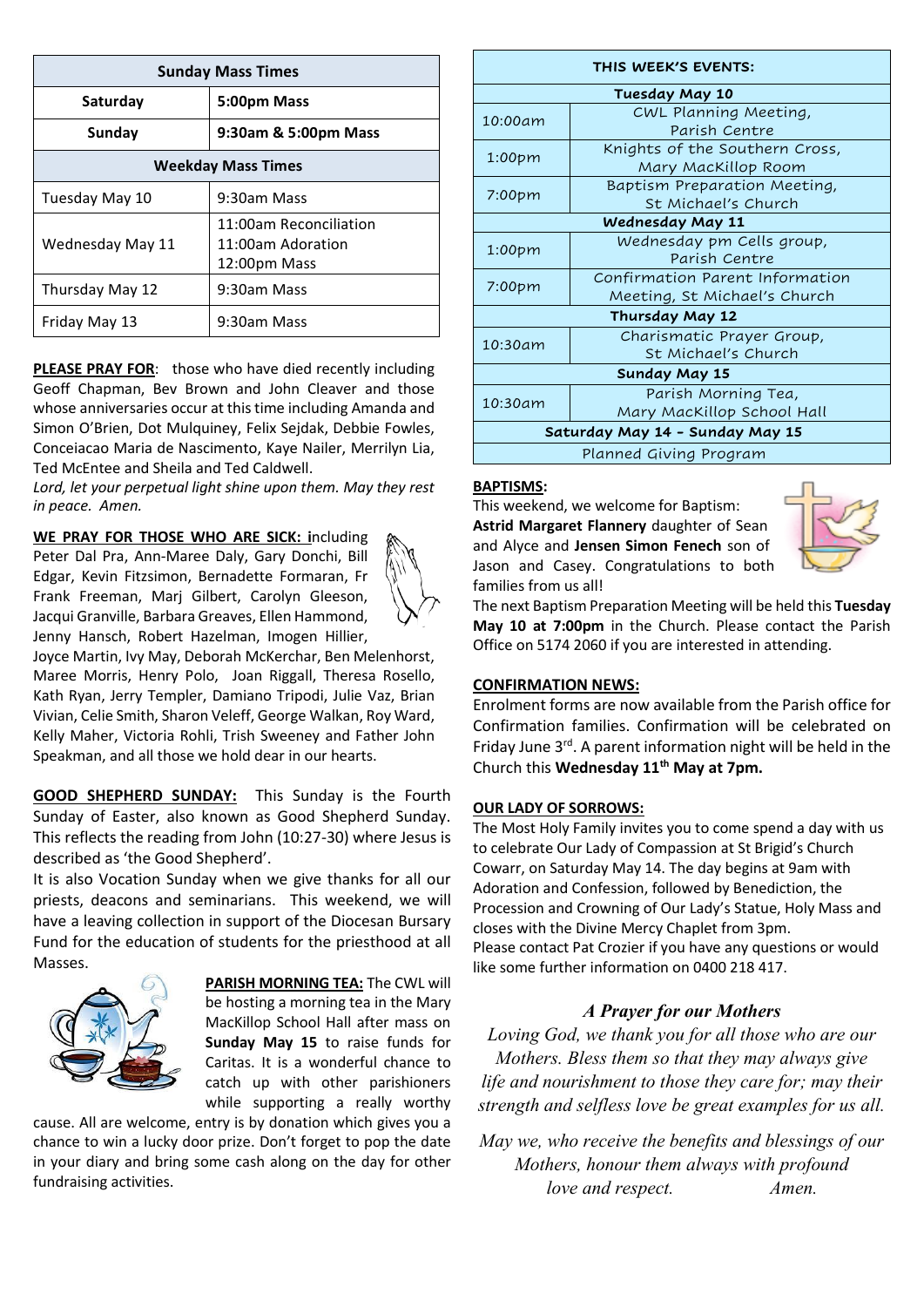| Sunday Mass Times | |
|---|---|
| **Saturday** | **5:00pm Mass** |
| **Sunday** | **9:30am & 5:00pm Mass** |
| **Weekday Mass Times** | |
| Tuesday May 10 | 9:30am Mass |
| Wednesday May 11 | 11:00am Reconciliation<br>11:00am Adoration<br>12:00pm Mass |
| Thursday May 12 | 9:30am Mass |
| Friday May 13 | 9:30am Mass |

**PLEASE PRAY FOR**: those who have died recently including Geoff Chapman, Bev Brown and John Cleaver and those whose anniversaries occur at this time including Amanda and Simon O'Brien, Dot Mulquiney, Felix Sejdak, Debbie Fowles, Conceiacao Maria de Nascimento, Kaye Nailer, Merrilyn Lia, Ted McEntee and Sheila and Ted Caldwell.

*Lord, let your perpetual light shine upon them. May they rest in peace. Amen.*

**WE PRAY FOR THOSE WHO ARE SICK:** including Peter Dal Pra, Ann-Maree Daly, Gary Donchi, Bill Edgar, Kevin Fitzsimon, Bernadette Formaran, Fr Frank Freeman, Marj Gilbert, Carolyn Gleeson, Jacqui Granville, Barbara Greaves, Ellen Hammond, Jenny Hansch, Robert Hazelman, Imogen Hillier, Joyce Martin, Ivy May, Deborah McKerchar, Ben Melenhorst, Maree Morris, Henry Polo, Joan Riggall, Theresa Rosello, Kath Ryan, Jerry Templer, Damiano Tripodi, Julie Vaz, Brian Vivian, Celie Smith, Sharon Veleff, George Walkan, Roy Ward, Kelly Maher, Victoria Rohli, Trish Sweeney and Father John Speakman, and all those we hold dear in our hearts.

**GOOD SHEPHERD SUNDAY:** This Sunday is the Fourth Sunday of Easter, also known as Good Shepherd Sunday. This reflects the reading from John (10:27-30) where Jesus is described as 'the Good Shepherd'.

It is also Vocation Sunday when we give thanks for all our priests, deacons and seminarians. This weekend, we will have a leaving collection in support of the Diocesan Bursary Fund for the education of students for the priesthood at all Masses.

**PARISH MORNING TEA:** The CWL will be hosting a morning tea in the Mary MacKillop School Hall after mass on **Sunday May 15** to raise funds for Caritas. It is a wonderful chance to catch up with other parishioners while supporting a really worthy cause. All are welcome, entry is by donation which gives you a chance to win a lucky door prize. Don't forget to pop the date in your diary and bring some cash along on the day for other fundraising activities.

| THIS WEEK'S EVENTS: | |
|---|---|
| **Tuesday May 10** | |
| 10:00am | CWL Planning Meeting, Parish Centre |
| 1:00pm | Knights of the Southern Cross, Mary MacKillop Room |
| 7:00pm | Baptism Preparation Meeting, St Michael's Church |
| **Wednesday May 11** | |
| 1:00pm | Wednesday pm Cells group, Parish Centre |
| 7:00pm | Confirmation Parent Information Meeting, St Michael's Church |
| **Thursday May 12** | |
| 10:30am | Charismatic Prayer Group, St Michael's Church |
| **Sunday May 15** | |
| 10:30am | Parish Morning Tea, Mary MacKillop School Hall |
| **Saturday May 14 - Sunday May 15** | |
| Planned Giving Program | |

**BAPTISMS:**

This weekend, we welcome for Baptism: **Astrid Margaret Flannery** daughter of Sean and Alyce and **Jensen Simon Fenech** son of Jason and Casey. Congratulations to both families from us all!

The next Baptism Preparation Meeting will be held this **Tuesday May 10 at 7:00pm** in the Church. Please contact the Parish Office on 5174 2060 if you are interested in attending.

**CONFIRMATION NEWS:**

Enrolment forms are now available from the Parish office for Confirmation families. Confirmation will be celebrated on Friday June 3rd. A parent information night will be held in the Church this **Wednesday 11th May at 7pm.**

**OUR LADY OF SORROWS:**

The Most Holy Family invites you to come spend a day with us to celebrate Our Lady of Compassion at St Brigid's Church Cowarr, on Saturday May 14. The day begins at 9am with Adoration and Confession, followed by Benediction, the Procession and Crowning of Our Lady's Statue, Holy Mass and closes with the Divine Mercy Chaplet from 3pm.

Please contact Pat Crozier if you have any questions or would like some further information on 0400 218 417.

### *A Prayer for our Mothers*

*Loving God, we thank you for all those who are our Mothers. Bless them so that they may always give life and nourishment to those they care for; may their strength and selfless love be great examples for us all.*

*May we, who receive the benefits and blessings of our Mothers, honour them always with profound love and respect. Amen.*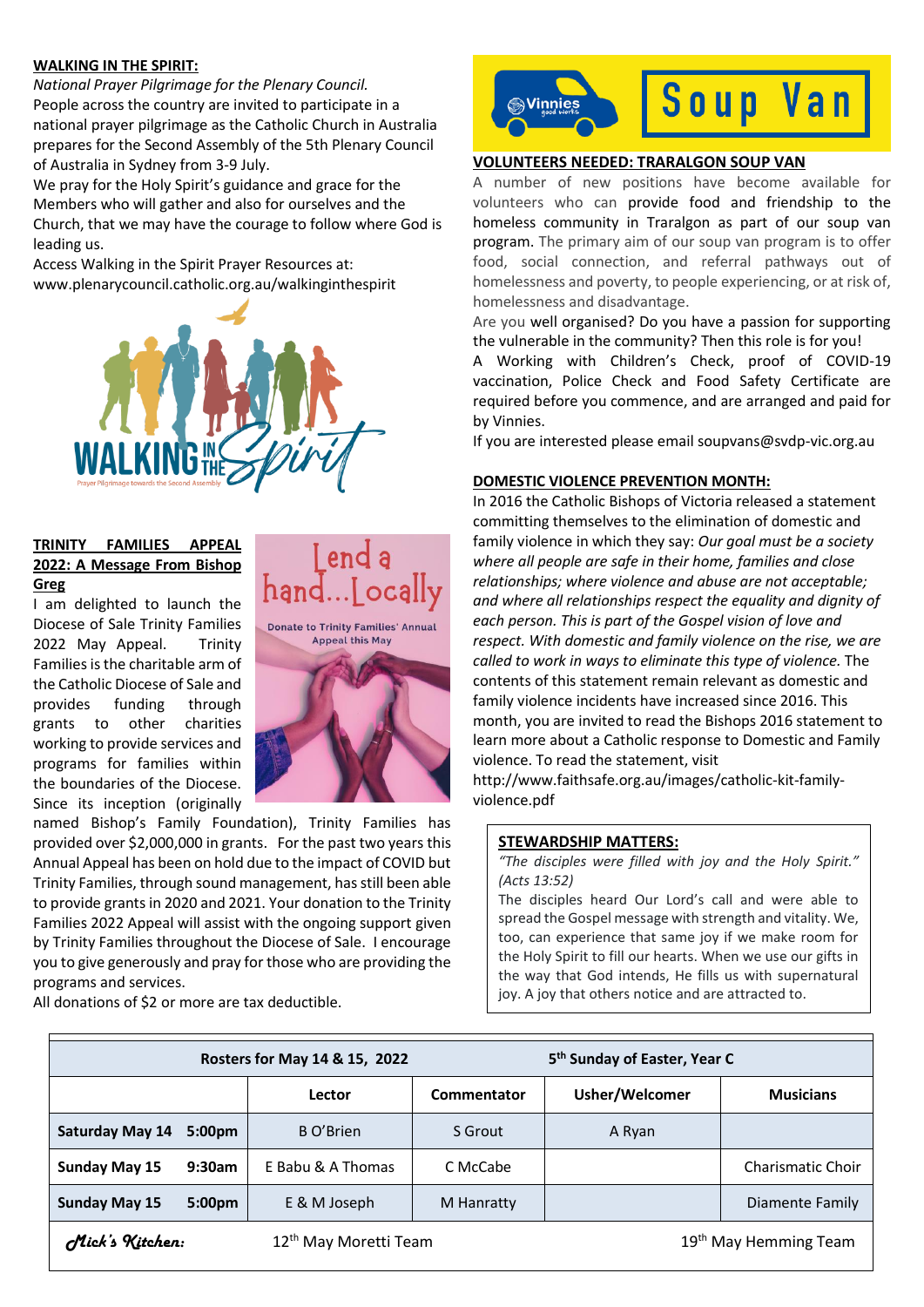**WALKING IN THE SPIRIT:**

*National Prayer Pilgrimage for the Plenary Council.*

People across the country are invited to participate in a national prayer pilgrimage as the Catholic Church in Australia prepares for the Second Assembly of the 5th Plenary Council of Australia in Sydney from 3-9 July.

We pray for the Holy Spirit's guidance and grace for the Members who will gather and also for ourselves and the Church, that we may have the courage to follow where God is leading us.

Access Walking in the Spirit Prayer Resources at: www.plenarycouncil.catholic.org.au/walkinginthespirit

**TRINITY FAMILIES APPEAL 2022: A Message From Bishop Greg**

I am delighted to launch the Diocese of Sale Trinity Families 2022 May Appeal. Trinity Families is the charitable arm of the Catholic Diocese of Sale and provides funding through grants to other charities working to provide services and programs for families within the boundaries of the Diocese. Since its inception (originally named Bishop's Family Foundation), Trinity Families has provided over $2,000,000 in grants. For the past two years this Annual Appeal has been on hold due to the impact of COVID but Trinity Families, through sound management, has still been able to provide grants in 2020 and 2021. Your donation to the Trinity Families 2022 Appeal will assist with the ongoing support given by Trinity Families throughout the Diocese of Sale. I encourage you to give generously and pray for those who are providing the programs and services.

All donations of $2 or more are tax deductible.

Lend a hand...Locally

Donate to Trinity Families' Annual Appeal this May

Vinnies Soup Van

**VOLUNTEERS NEEDED: TRARALGON SOUP VAN**

A number of new positions have become available for volunteers who can provide food and friendship to the homeless community in Traralgon as part of our soup van program. The primary aim of our soup van program is to offer food, social connection, and referral pathways out of homelessness and poverty, to people experiencing, or at risk of, homelessness and disadvantage.

Are you well organised? Do you have a passion for supporting the vulnerable in the community? Then this role is for you!

A Working with Children's Check, proof of COVID-19 vaccination, Police Check and Food Safety Certificate are required before you commence, and are arranged and paid for by Vinnies.

If you are interested please email soupvans@svdp-vic.org.au

**DOMESTIC VIOLENCE PREVENTION MONTH:**

In 2016 the Catholic Bishops of Victoria released a statement committing themselves to the elimination of domestic and family violence in which they say: *Our goal must be a society where all people are safe in their home, families and close relationships; where violence and abuse are not acceptable; and where all relationships respect the equality and dignity of each person. This is part of the Gospel vision of love and respect. With domestic and family violence on the rise, we are called to work in ways to eliminate this type of violence.* The contents of this statement remain relevant as domestic and family violence incidents have increased since 2016. This month, you are invited to read the Bishops 2016 statement to learn more about a Catholic response to Domestic and Family violence. To read the statement, visit http://www.faithsafe.org.au/images/catholic-kit-family-violence.pdf

**STEWARDSHIP MATTERS:**

*"The disciples were filled with joy and the Holy Spirit." (Acts 13:52)*

The disciples heard Our Lord's call and were able to spread the Gospel message with strength and vitality. We, too, can experience that same joy if we make room for the Holy Spirit to fill our hearts. When we use our gifts in the way that God intends, He fills us with supernatural joy. A joy that others notice and are attracted to.

| Rosters for May 14 & 15, 2022 | | 5th Sunday of Easter, Year C | | |
|---|---|---|---|---|
| | **Lector** | **Commentator** | **Usher/Welcomer** | **Musicians** |
| **Saturday May 14 5:00pm** | B O'Brien | S Grout | A Ryan | |
| **Sunday May 15 9:30am** | E Babu & A Thomas | C McCabe | | Charismatic Choir |
| **Sunday May 15 5:00pm** | E & M Joseph | M Hanratty | | Diamente Family |
| *Mick's Kitchen:* | 12th May Moretti Team | | 19th May Hemming Team | |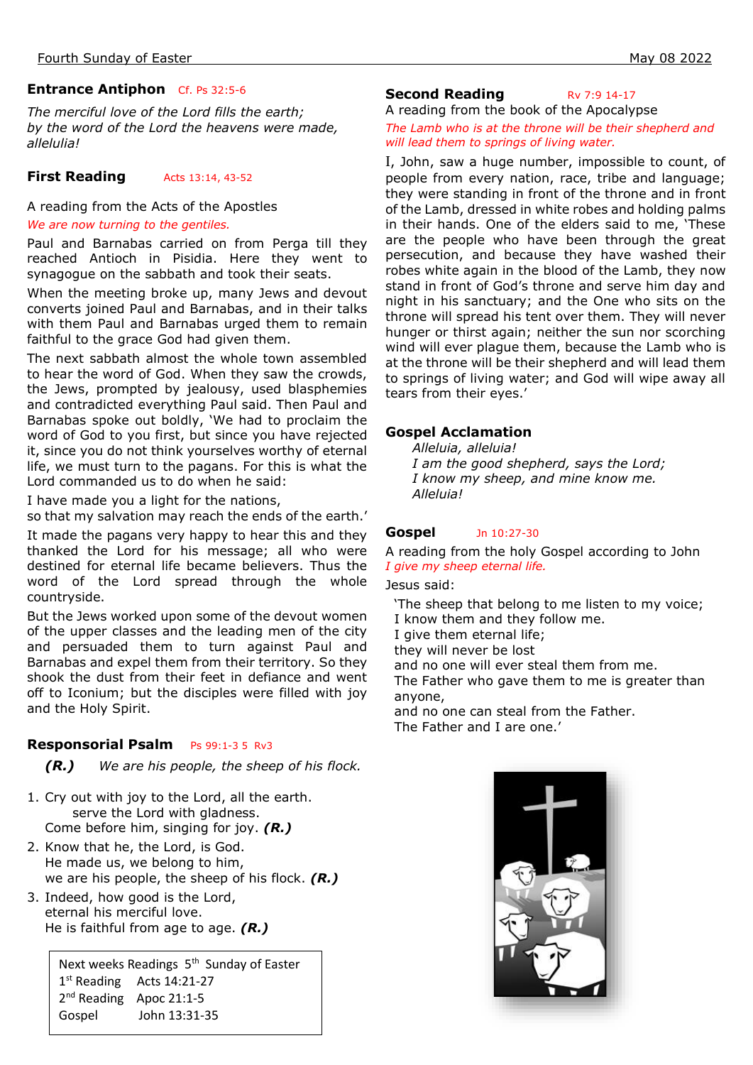Fourth Sunday of Easter May 08 2022

## Entrance Antiphon Cf. Ps 32:5-6

*The merciful love of the Lord fills the earth;*
*by the word of the Lord the heavens were made,*
*allelulia!*

## First Reading Acts 13:14, 43-52

A reading from the Acts of the Apostles

*We are now turning to the gentiles.*

Paul and Barnabas carried on from Perga till they reached Antioch in Pisidia. Here they went to synagogue on the sabbath and took their seats.

When the meeting broke up, many Jews and devout converts joined Paul and Barnabas, and in their talks with them Paul and Barnabas urged them to remain faithful to the grace God had given them.

The next sabbath almost the whole town assembled to hear the word of God. When they saw the crowds, the Jews, prompted by jealousy, used blasphemies and contradicted everything Paul said. Then Paul and Barnabas spoke out boldly, 'We had to proclaim the word of God to you first, but since you have rejected it, since you do not think yourselves worthy of eternal life, we must turn to the pagans. For this is what the Lord commanded us to do when he said:

I have made you a light for the nations,
so that my salvation may reach the ends of the earth.'

It made the pagans very happy to hear this and they thanked the Lord for his message; all who were destined for eternal life became believers. Thus the word of the Lord spread through the whole countryside.

But the Jews worked upon some of the devout women of the upper classes and the leading men of the city and persuaded them to turn against Paul and Barnabas and expel them from their territory. So they shook the dust from their feet in defiance and went off to Iconium; but the disciples were filled with joy and the Holy Spirit.

## Responsorial Psalm Ps 99:1-3 5 Rv3

***(R.)*** *We are his people, the sheep of his flock.*

1. Cry out with joy to the Lord, all the earth.
   serve the Lord with gladness.
   Come before him, singing for joy. ***(R.)***
2. Know that he, the Lord, is God.
   He made us, we belong to him,
   we are his people, the sheep of his flock. ***(R.)***
3. Indeed, how good is the Lord,
   eternal his merciful love.
   He is faithful from age to age. ***(R.)***

| | |
|---|---|
| Next weeks Readings | 5th Sunday of Easter |
| 1st Reading | Acts 14:21-27 |
| 2nd Reading | Apoc 21:1-5 |
| Gospel | John 13:31-35 |

## Second Reading Rv 7:9 14-17

A reading from the book of the Apocalypse

*The Lamb who is at the throne will be their shepherd and will lead them to springs of living water.*

I, John, saw a huge number, impossible to count, of people from every nation, race, tribe and language; they were standing in front of the throne and in front of the Lamb, dressed in white robes and holding palms in their hands. One of the elders said to me, 'These are the people who have been through the great persecution, and because they have washed their robes white again in the blood of the Lamb, they now stand in front of God's throne and serve him day and night in his sanctuary; and the One who sits on the throne will spread his tent over them. They will never hunger or thirst again; neither the sun nor scorching wind will ever plague them, because the Lamb who is at the throne will be their shepherd and will lead them to springs of living water; and God will wipe away all tears from their eyes.'

## Gospel Acclamation

*Alleluia, alleluia!*
*I am the good shepherd, says the Lord;*
*I know my sheep, and mine know me.*
*Alleluia!*

## Gospel Jn 10:27-30

A reading from the holy Gospel according to John

*I give my sheep eternal life.*

Jesus said:

'The sheep that belong to me listen to my voice;
I know them and they follow me.
I give them eternal life;
they will never be lost
and no one will ever steal them from me.
The Father who gave them to me is greater than anyone,
and no one can steal from the Father.
The Father and I are one.'